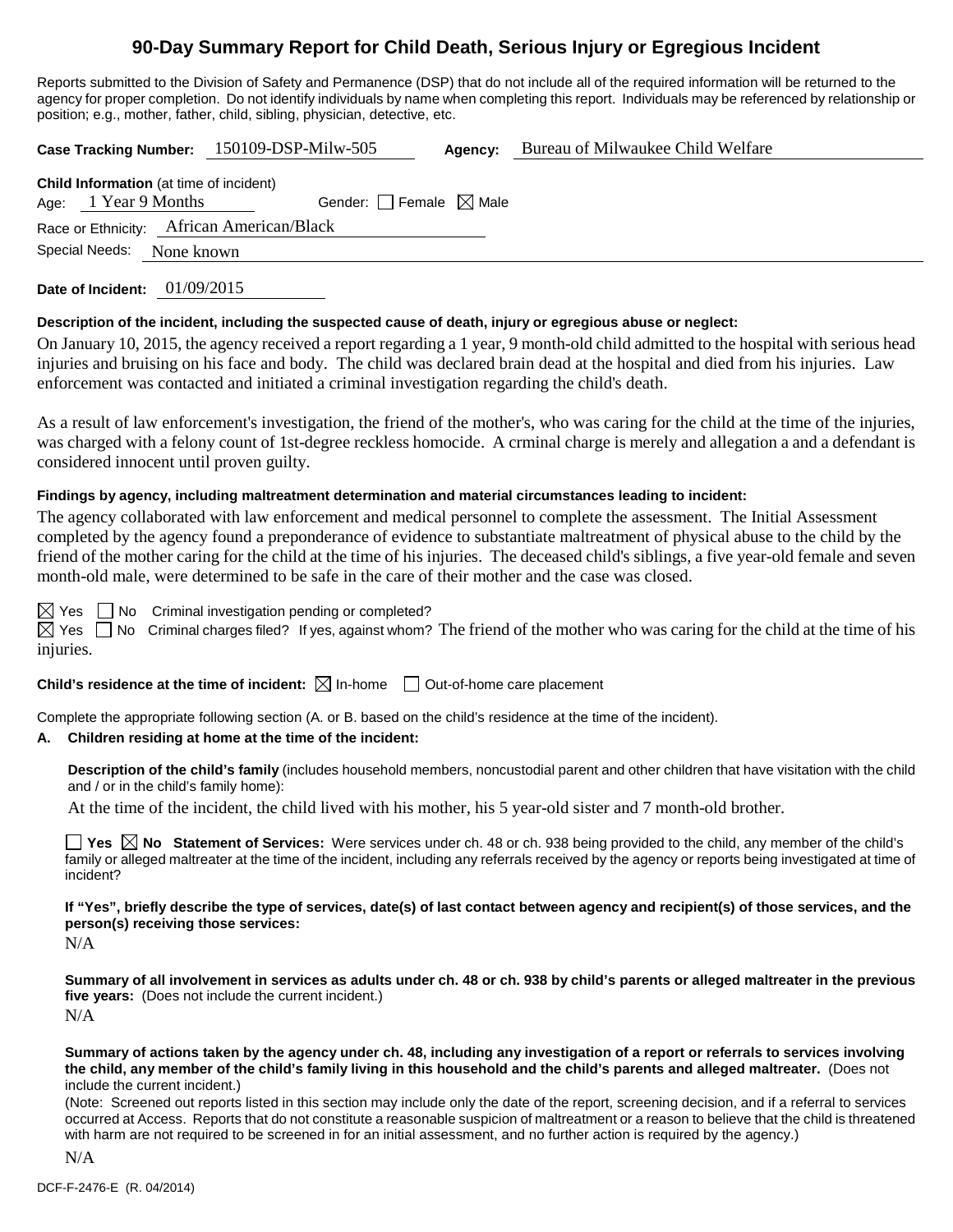# 90-Day Summary Report for Child Death, Serious Injury or Egregious Incident

Reports submitted to the Division of Safety and Permanence (DSP) that do not include all of the required information will be returned to the agency for proper completion. Do not identify individuals by name when completing this report. Individuals may be referenced by relationship or position; e.g., mother, father, child, sibling, physician, detective, etc.

**Case Tracking Number:** 150109-DSP-Milw-505 **Agency:** Bureau of Milwaukee Child Welfare

**Child Information** (at time of incident)
Age: 1 Year 9 Months Gender: ☐ Female ☒ Male
Race or Ethnicity: African American/Black
Special Needs: None known

**Date of Incident:** 01/09/2015

**Description of the incident, including the suspected cause of death, injury or egregious abuse or neglect:**

On January 10, 2015, the agency received a report regarding a 1 year, 9 month-old child admitted to the hospital with serious head injuries and bruising on his face and body. The child was declared brain dead at the hospital and died from his injuries. Law enforcement was contacted and initiated a criminal investigation regarding the child's death.

As a result of law enforcement's investigation, the friend of the mother's, who was caring for the child at the time of the injuries, was charged with a felony count of 1st-degree reckless homocide. A crminal charge is merely and allegation a and a defendant is considered innocent until proven guilty.

**Findings by agency, including maltreatment determination and material circumstances leading to incident:**

The agency collaborated with law enforcement and medical personnel to complete the assessment. The Initial Assessment completed by the agency found a preponderance of evidence to substantiate maltreatment of physical abuse to the child by the friend of the mother caring for the child at the time of his injuries. The deceased child's siblings, a five year-old female and seven month-old male, were determined to be safe in the care of their mother and the case was closed.

☒ Yes ☐ No Criminal investigation pending or completed?

☒ Yes ☐ No Criminal charges filed? If yes, against whom? The friend of the mother who was caring for the child at the time of his injuries.

**Child's residence at the time of incident:** ☒ In-home ☐ Out-of-home care placement

Complete the appropriate following section (A. or B. based on the child's residence at the time of the incident).

**A. Children residing at home at the time of the incident:**

**Description of the child's family** (includes household members, noncustodial parent and other children that have visitation with the child and / or in the child's family home):

At the time of the incident, the child lived with his mother, his 5 year-old sister and 7 month-old brother.

☐ **Yes** ☒ **No Statement of Services:** Were services under ch. 48 or ch. 938 being provided to the child, any member of the child's family or alleged maltreater at the time of the incident, including any referrals received by the agency or reports being investigated at time of incident?

**If "Yes", briefly describe the type of services, date(s) of last contact between agency and recipient(s) of those services, and the person(s) receiving those services:**

N/A

**Summary of all involvement in services as adults under ch. 48 or ch. 938 by child's parents or alleged maltreater in the previous five years:** (Does not include the current incident.)

N/A

**Summary of actions taken by the agency under ch. 48, including any investigation of a report or referrals to services involving the child, any member of the child's family living in this household and the child's parents and alleged maltreater.** (Does not include the current incident.)

(Note: Screened out reports listed in this section may include only the date of the report, screening decision, and if a referral to services occurred at Access. Reports that do not constitute a reasonable suspicion of maltreatment or a reason to believe that the child is threatened with harm are not required to be screened in for an initial assessment, and no further action is required by the agency.)

N/A

DCF-F-2476-E (R. 04/2014)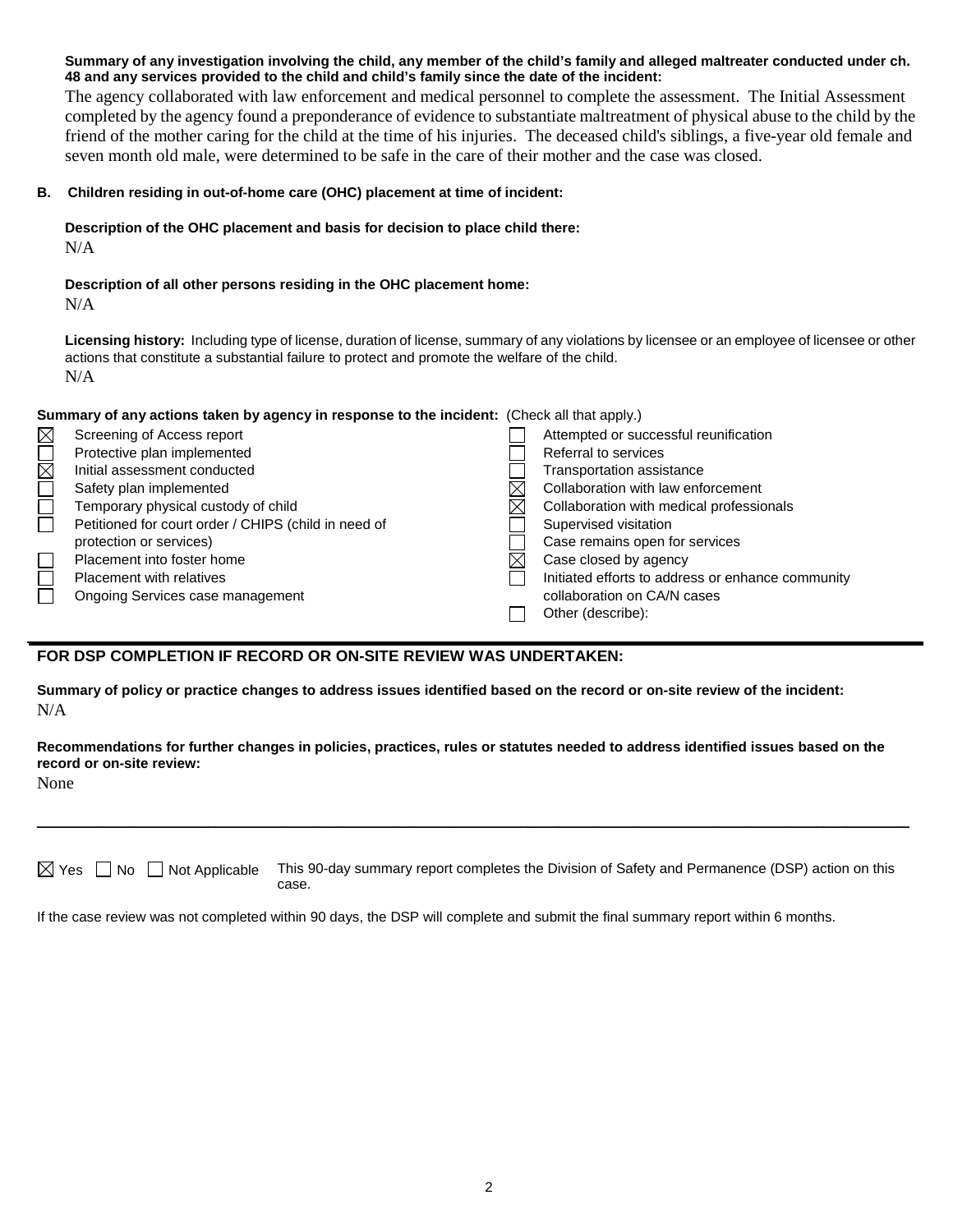**Summary of any investigation involving the child, any member of the child's family and alleged maltreater conducted under ch. 48 and any services provided to the child and child's family since the date of the incident:**

The agency collaborated with law enforcement and medical personnel to complete the assessment. The Initial Assessment completed by the agency found a preponderance of evidence to substantiate maltreatment of physical abuse to the child by the friend of the mother caring for the child at the time of his injuries. The deceased child's siblings, a five-year old female and seven month old male, were determined to be safe in the care of their mother and the case was closed.

**B. Children residing in out-of-home care (OHC) placement at time of incident:**

**Description of the OHC placement and basis for decision to place child there:**
N/A

**Description of all other persons residing in the OHC placement home:**
N/A

**Licensing history:** Including type of license, duration of license, summary of any violations by licensee or an employee of licensee or other actions that constitute a substantial failure to protect and promote the welfare of the child.
N/A

**Summary of any actions taken by agency in response to the incident:** (Check all that apply.)

- [x] Screening of Access report
- [ ] Protective plan implemented
- [x] Initial assessment conducted
- [ ] Safety plan implemented
- [ ] Temporary physical custody of child
- [ ] Petitioned for court order / CHIPS (child in need of protection or services)
- [ ] Placement into foster home
- [ ] Placement with relatives
- [ ] Ongoing Services case management
- [ ] Attempted or successful reunification
- [ ] Referral to services
- [ ] Transportation assistance
- [x] Collaboration with law enforcement
- [x] Collaboration with medical professionals
- [ ] Supervised visitation
- [ ] Case remains open for services
- [x] Case closed by agency
- [ ] Initiated efforts to address or enhance community collaboration on CA/N cases
- [ ] Other (describe):

## FOR DSP COMPLETION IF RECORD OR ON-SITE REVIEW WAS UNDERTAKEN:

**Summary of policy or practice changes to address issues identified based on the record or on-site review of the incident:**
N/A

**Recommendations for further changes in policies, practices, rules or statutes needed to address identified issues based on the record or on-site review:**
None

---

- [x] Yes
- [ ] No
- [ ] Not Applicable

This 90-day summary report completes the Division of Safety and Permanence (DSP) action on this case.

If the case review was not completed within 90 days, the DSP will complete and submit the final summary report within 6 months.